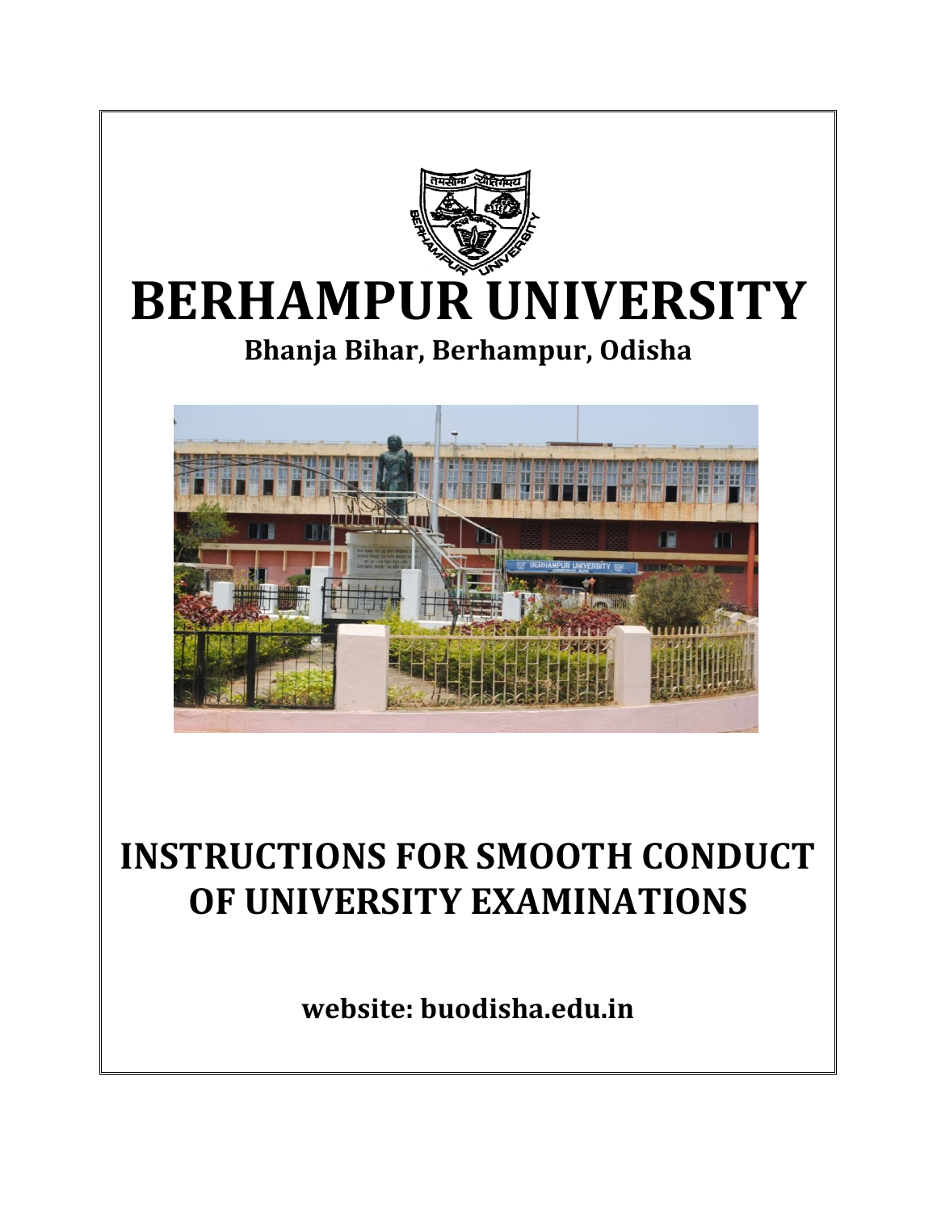# BERHAMPUR UNIVERSITY

**Bhanja Bihar, Berhampur, Odisha**

# INSTRUCTIONS FOR SMOOTH CONDUCT OF UNIVERSITY EXAMINATIONS

**website: buodisha.edu.in**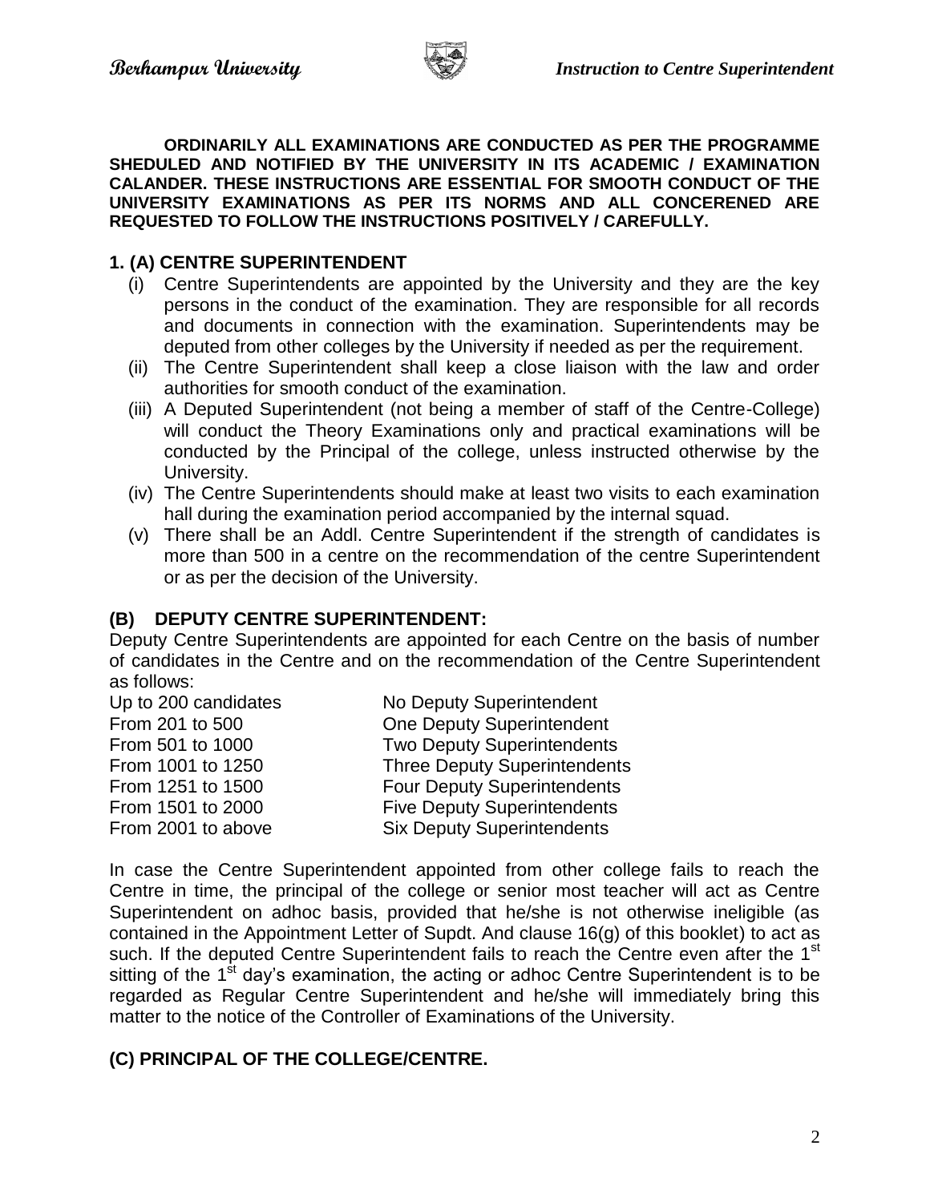**ORDINARILY ALL EXAMINATIONS ARE CONDUCTED AS PER THE PROGRAMME SHEDULED AND NOTIFIED BY THE UNIVERSITY IN ITS ACADEMIC / EXAMINATION CALANDER. THESE INSTRUCTIONS ARE ESSENTIAL FOR SMOOTH CONDUCT OF THE UNIVERSITY EXAMINATIONS AS PER ITS NORMS AND ALL CONCERENED ARE REQUESTED TO FOLLOW THE INSTRUCTIONS POSITIVELY / CAREFULLY.**

## 1. (A) CENTRE SUPERINTENDENT

(i) Centre Superintendents are appointed by the University and they are the key persons in the conduct of the examination. They are responsible for all records and documents in connection with the examination. Superintendents may be deputed from other colleges by the University if needed as per the requirement.

(ii) The Centre Superintendent shall keep a close liaison with the law and order authorities for smooth conduct of the examination.

(iii) A Deputed Superintendent (not being a member of staff of the Centre-College) will conduct the Theory Examinations only and practical examinations will be conducted by the Principal of the college, unless instructed otherwise by the University.

(iv) The Centre Superintendents should make at least two visits to each examination hall during the examination period accompanied by the internal squad.

(v) There shall be an Addl. Centre Superintendent if the strength of candidates is more than 500 in a centre on the recommendation of the centre Superintendent or as per the decision of the University.

## (B) DEPUTY CENTRE SUPERINTENDENT:

Deputy Centre Superintendents are appointed for each Centre on the basis of number of candidates in the Centre and on the recommendation of the Centre Superintendent as follows:

| | |
|---|---|
| Up to 200 candidates | No Deputy Superintendent |
| From 201 to 500 | One Deputy Superintendent |
| From 501 to 1000 | Two Deputy Superintendents |
| From 1001 to 1250 | Three Deputy Superintendents |
| From 1251 to 1500 | Four Deputy Superintendents |
| From 1501 to 2000 | Five Deputy Superintendents |
| From 2001 to above | Six Deputy Superintendents |

In case the Centre Superintendent appointed from other college fails to reach the Centre in time, the principal of the college or senior most teacher will act as Centre Superintendent on adhoc basis, provided that he/she is not otherwise ineligible (as contained in the Appointment Letter of Supdt. And clause 16(g) of this booklet) to act as such. If the deputed Centre Superintendent fails to reach the Centre even after the 1st sitting of the 1st day's examination, the acting or adhoc Centre Superintendent is to be regarded as Regular Centre Superintendent and he/she will immediately bring this matter to the notice of the Controller of Examinations of the University.

## (C) PRINCIPAL OF THE COLLEGE/CENTRE.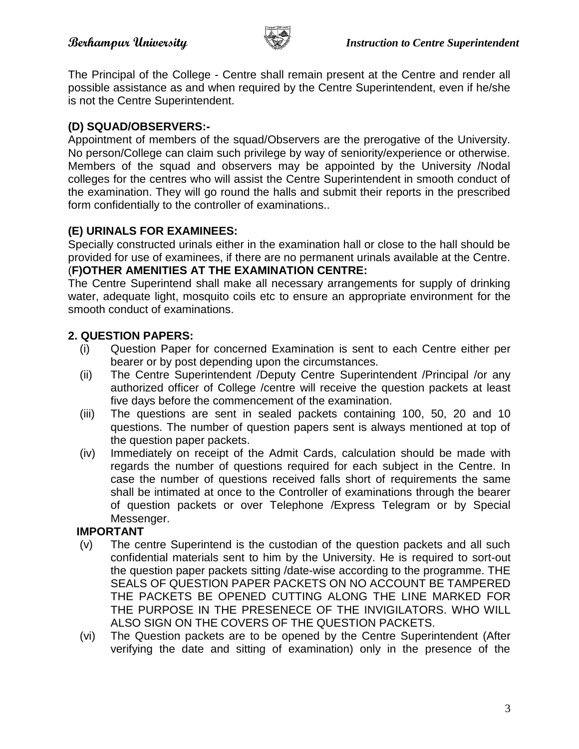The Principal of the College - Centre shall remain present at the Centre and render all possible assistance as and when required by the Centre Superintendent, even if he/she is not the Centre Superintendent.

**(D) SQUAD/OBSERVERS:-**

Appointment of members of the squad/Observers are the prerogative of the University. No person/College can claim such privilege by way of seniority/experience or otherwise. Members of the squad and observers may be appointed by the University /Nodal colleges for the centres who will assist the Centre Superintendent in smooth conduct of the examination. They will go round the halls and submit their reports in the prescribed form confidentially to the controller of examinations..

**(E) URINALS FOR EXAMINEES:**

Specially constructed urinals either in the examination hall or close to the hall should be provided for use of examinees, if there are no permanent urinals available at the Centre.

(**F)OTHER AMENITIES AT THE EXAMINATION CENTRE:**

The Centre Superintend shall make all necessary arrangements for supply of drinking water, adequate light, mosquito coils etc to ensure an appropriate environment for the smooth conduct of examinations.

**2. QUESTION PAPERS:**

(i) Question Paper for concerned Examination is sent to each Centre either per bearer or by post depending upon the circumstances.

(ii) The Centre Superintendent /Deputy Centre Superintendent /Principal /or any authorized officer of College /centre will receive the question packets at least five days before the commencement of the examination.

(iii) The questions are sent in sealed packets containing 100, 50, 20 and 10 questions. The number of question papers sent is always mentioned at top of the question paper packets.

(iv) Immediately on receipt of the Admit Cards, calculation should be made with regards the number of questions required for each subject in the Centre. In case the number of questions received falls short of requirements the same shall be intimated at once to the Controller of examinations through the bearer of question packets or over Telephone /Express Telegram or by Special Messenger.

**IMPORTANT**

(v) The centre Superintend is the custodian of the question packets and all such confidential materials sent to him by the University. He is required to sort-out the question paper packets sitting /date-wise according to the programme. THE SEALS OF QUESTION PAPER PACKETS ON NO ACCOUNT BE TAMPERED THE PACKETS BE OPENED CUTTING ALONG THE LINE MARKED FOR THE PURPOSE IN THE PRESENECE OF THE INVIGILATORS. WHO WILL ALSO SIGN ON THE COVERS OF THE QUESTION PACKETS.

(vi) The Question packets are to be opened by the Centre Superintendent (After verifying the date and sitting of examination) only in the presence of the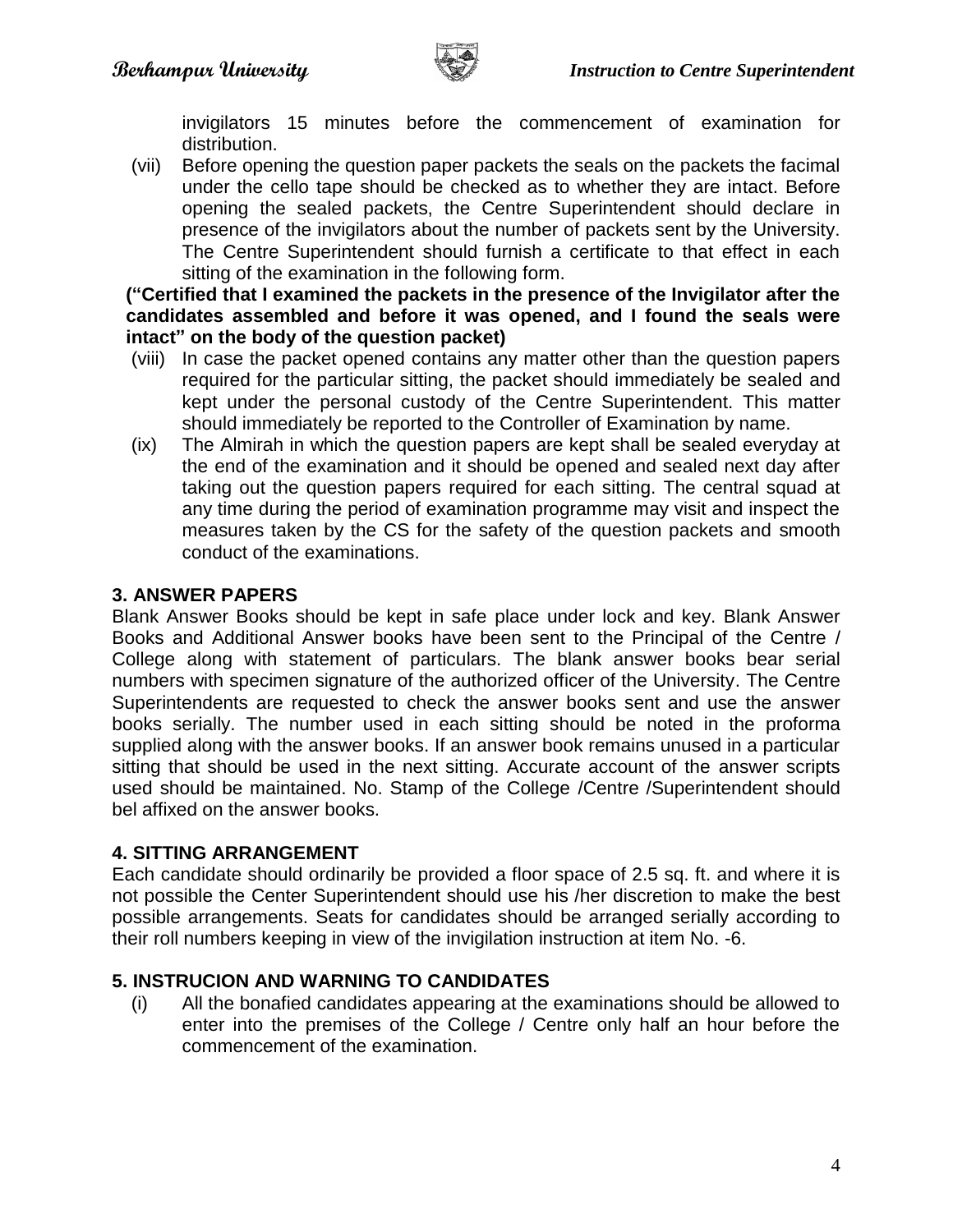invigilators 15 minutes before the commencement of examination for distribution.

(vii) Before opening the question paper packets the seals on the packets the facimal under the cello tape should be checked as to whether they are intact. Before opening the sealed packets, the Centre Superintendent should declare in presence of the invigilators about the number of packets sent by the University. The Centre Superintendent should furnish a certificate to that effect in each sitting of the examination in the following form.

**("Certified that I examined the packets in the presence of the Invigilator after the candidates assembled and before it was opened, and I found the seals were intact" on the body of the question packet)**

(viii) In case the packet opened contains any matter other than the question papers required for the particular sitting, the packet should immediately be sealed and kept under the personal custody of the Centre Superintendent. This matter should immediately be reported to the Controller of Examination by name.

(ix) The Almirah in which the question papers are kept shall be sealed everyday at the end of the examination and it should be opened and sealed next day after taking out the question papers required for each sitting. The central squad at any time during the period of examination programme may visit and inspect the measures taken by the CS for the safety of the question packets and smooth conduct of the examinations.

## 3. ANSWER PAPERS

Blank Answer Books should be kept in safe place under lock and key. Blank Answer Books and Additional Answer books have been sent to the Principal of the Centre / College along with statement of particulars. The blank answer books bear serial numbers with specimen signature of the authorized officer of the University. The Centre Superintendents are requested to check the answer books sent and use the answer books serially. The number used in each sitting should be noted in the proforma supplied along with the answer books. If an answer book remains unused in a particular sitting that should be used in the next sitting. Accurate account of the answer scripts used should be maintained. No. Stamp of the College /Centre /Superintendent should bel affixed on the answer books.

## 4. SITTING ARRANGEMENT

Each candidate should ordinarily be provided a floor space of 2.5 sq. ft. and where it is not possible the Center Superintendent should use his /her discretion to make the best possible arrangements. Seats for candidates should be arranged serially according to their roll numbers keeping in view of the invigilation instruction at item No. -6.

## 5. INSTRUCION AND WARNING TO CANDIDATES

(i) All the bonafied candidates appearing at the examinations should be allowed to enter into the premises of the College / Centre only half an hour before the commencement of the examination.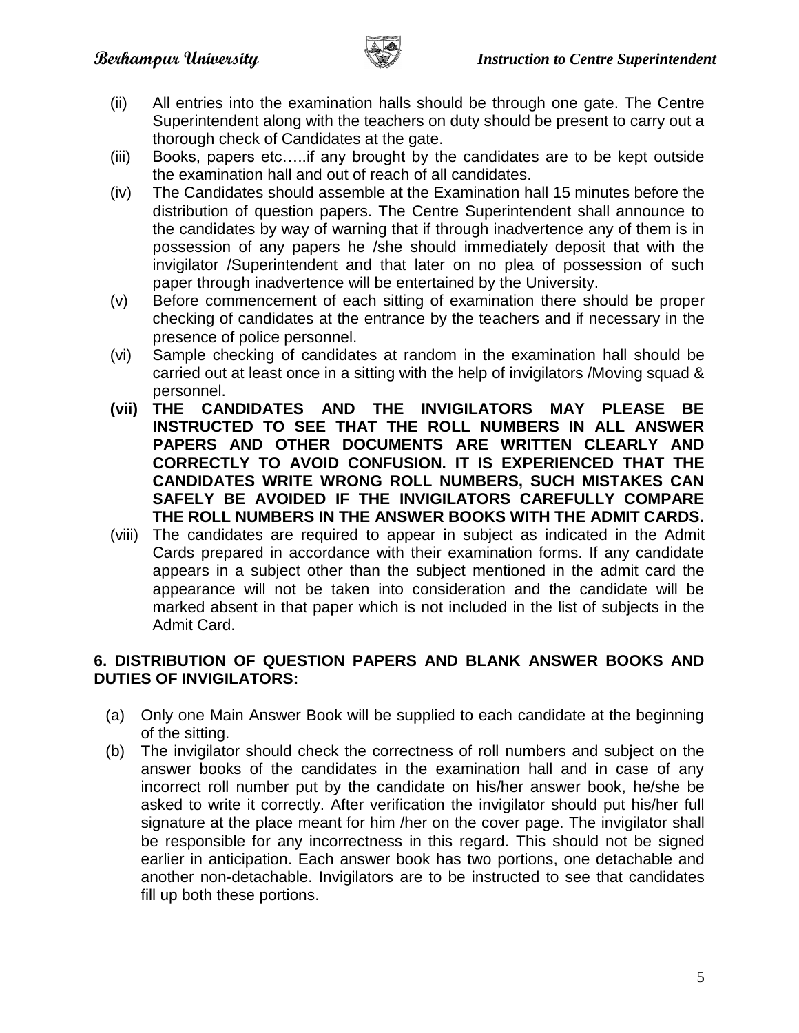(ii) All entries into the examination halls should be through one gate. The Centre Superintendent along with the teachers on duty should be present to carry out a thorough check of Candidates at the gate.

(iii) Books, papers etc…..if any brought by the candidates are to be kept outside the examination hall and out of reach of all candidates.

(iv) The Candidates should assemble at the Examination hall 15 minutes before the distribution of question papers. The Centre Superintendent shall announce to the candidates by way of warning that if through inadvertence any of them is in possession of any papers he /she should immediately deposit that with the invigilator /Superintendent and that later on no plea of possession of such paper through inadvertence will be entertained by the University.

(v) Before commencement of each sitting of examination there should be proper checking of candidates at the entrance by the teachers and if necessary in the presence of police personnel.

(vi) Sample checking of candidates at random in the examination hall should be carried out at least once in a sitting with the help of invigilators /Moving squad & personnel.

**(vii) THE CANDIDATES AND THE INVIGILATORS MAY PLEASE BE INSTRUCTED TO SEE THAT THE ROLL NUMBERS IN ALL ANSWER PAPERS AND OTHER DOCUMENTS ARE WRITTEN CLEARLY AND CORRECTLY TO AVOID CONFUSION. IT IS EXPERIENCED THAT THE CANDIDATES WRITE WRONG ROLL NUMBERS, SUCH MISTAKES CAN SAFELY BE AVOIDED IF THE INVIGILATORS CAREFULLY COMPARE THE ROLL NUMBERS IN THE ANSWER BOOKS WITH THE ADMIT CARDS.**

(viii) The candidates are required to appear in subject as indicated in the Admit Cards prepared in accordance with their examination forms. If any candidate appears in a subject other than the subject mentioned in the admit card the appearance will not be taken into consideration and the candidate will be marked absent in that paper which is not included in the list of subjects in the Admit Card.

## 6. DISTRIBUTION OF QUESTION PAPERS AND BLANK ANSWER BOOKS AND DUTIES OF INVIGILATORS:

(a) Only one Main Answer Book will be supplied to each candidate at the beginning of the sitting.

(b) The invigilator should check the correctness of roll numbers and subject on the answer books of the candidates in the examination hall and in case of any incorrect roll number put by the candidate on his/her answer book, he/she be asked to write it correctly. After verification the invigilator should put his/her full signature at the place meant for him /her on the cover page. The invigilator shall be responsible for any incorrectness in this regard. This should not be signed earlier in anticipation. Each answer book has two portions, one detachable and another non-detachable. Invigilators are to be instructed to see that candidates fill up both these portions.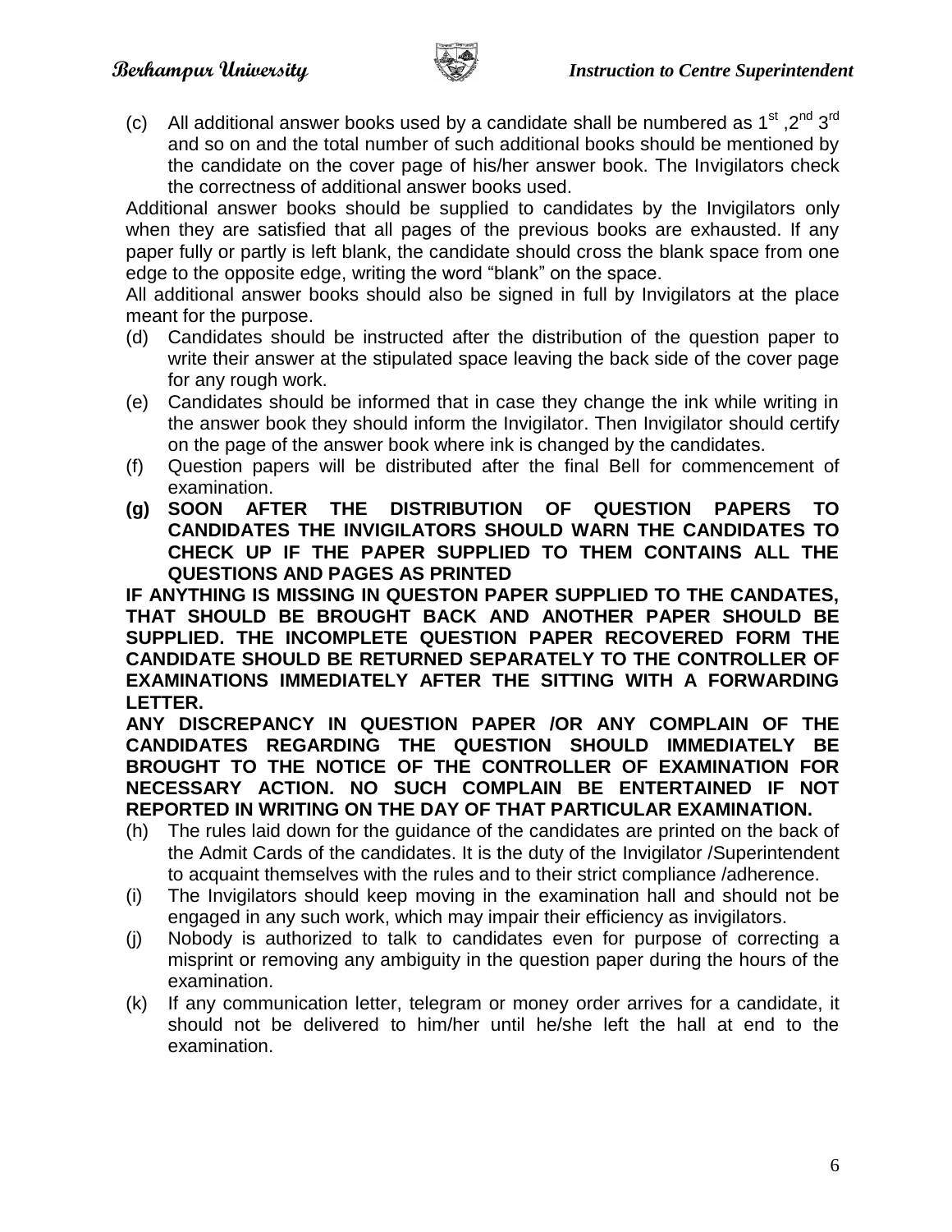(c) All additional answer books used by a candidate shall be numbered as 1st ,2nd 3rd and so on and the total number of such additional books should be mentioned by the candidate on the cover page of his/her answer book. The Invigilators check the correctness of additional answer books used.

Additional answer books should be supplied to candidates by the Invigilators only when they are satisfied that all pages of the previous books are exhausted. If any paper fully or partly is left blank, the candidate should cross the blank space from one edge to the opposite edge, writing the word "blank" on the space.

All additional answer books should also be signed in full by Invigilators at the place meant for the purpose.

(d) Candidates should be instructed after the distribution of the question paper to write their answer at the stipulated space leaving the back side of the cover page for any rough work.

(e) Candidates should be informed that in case they change the ink while writing in the answer book they should inform the Invigilator. Then Invigilator should certify on the page of the answer book where ink is changed by the candidates.

(f) Question papers will be distributed after the final Bell for commencement of examination.

**(g) SOON AFTER THE DISTRIBUTION OF QUESTION PAPERS TO CANDIDATES THE INVIGILATORS SHOULD WARN THE CANDIDATES TO CHECK UP IF THE PAPER SUPPLIED TO THEM CONTAINS ALL THE QUESTIONS AND PAGES AS PRINTED**

**IF ANYTHING IS MISSING IN QUESTON PAPER SUPPLIED TO THE CANDATES, THAT SHOULD BE BROUGHT BACK AND ANOTHER PAPER SHOULD BE SUPPLIED. THE INCOMPLETE QUESTION PAPER RECOVERED FORM THE CANDIDATE SHOULD BE RETURNED SEPARATELY TO THE CONTROLLER OF EXAMINATIONS IMMEDIATELY AFTER THE SITTING WITH A FORWARDING LETTER.**

**ANY DISCREPANCY IN QUESTION PAPER /OR ANY COMPLAIN OF THE CANDIDATES REGARDING THE QUESTION SHOULD IMMEDIATELY BE BROUGHT TO THE NOTICE OF THE CONTROLLER OF EXAMINATION FOR NECESSARY ACTION. NO SUCH COMPLAIN BE ENTERTAINED IF NOT REPORTED IN WRITING ON THE DAY OF THAT PARTICULAR EXAMINATION.**

(h) The rules laid down for the guidance of the candidates are printed on the back of the Admit Cards of the candidates. It is the duty of the Invigilator /Superintendent to acquaint themselves with the rules and to their strict compliance /adherence.

(i) The Invigilators should keep moving in the examination hall and should not be engaged in any such work, which may impair their efficiency as invigilators.

(j) Nobody is authorized to talk to candidates even for purpose of correcting a misprint or removing any ambiguity in the question paper during the hours of the examination.

(k) If any communication letter, telegram or money order arrives for a candidate, it should not be delivered to him/her until he/she left the hall at end to the examination.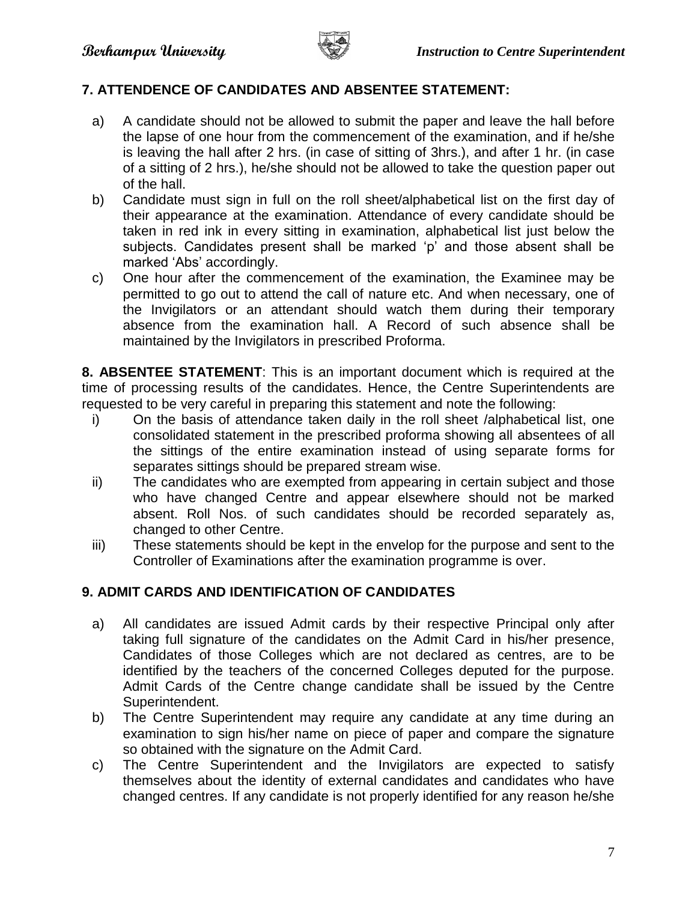## 7. ATTENDENCE OF CANDIDATES AND ABSENTEE STATEMENT:

a) A candidate should not be allowed to submit the paper and leave the hall before the lapse of one hour from the commencement of the examination, and if he/she is leaving the hall after 2 hrs. (in case of sitting of 3hrs.), and after 1 hr. (in case of a sitting of 2 hrs.), he/she should not be allowed to take the question paper out of the hall.

b) Candidate must sign in full on the roll sheet/alphabetical list on the first day of their appearance at the examination. Attendance of every candidate should be taken in red ink in every sitting in examination, alphabetical list just below the subjects. Candidates present shall be marked 'p' and those absent shall be marked 'Abs' accordingly.

c) One hour after the commencement of the examination, the Examinee may be permitted to go out to attend the call of nature etc. And when necessary, one of the Invigilators or an attendant should watch them during their temporary absence from the examination hall. A Record of such absence shall be maintained by the Invigilators in prescribed Proforma.

**8. ABSENTEE STATEMENT**: This is an important document which is required at the time of processing results of the candidates. Hence, the Centre Superintendents are requested to be very careful in preparing this statement and note the following:

i) On the basis of attendance taken daily in the roll sheet /alphabetical list, one consolidated statement in the prescribed proforma showing all absentees of all the sittings of the entire examination instead of using separate forms for separates sittings should be prepared stream wise.

ii) The candidates who are exempted from appearing in certain subject and those who have changed Centre and appear elsewhere should not be marked absent. Roll Nos. of such candidates should be recorded separately as, changed to other Centre.

iii) These statements should be kept in the envelop for the purpose and sent to the Controller of Examinations after the examination programme is over.

## 9. ADMIT CARDS AND IDENTIFICATION OF CANDIDATES

a) All candidates are issued Admit cards by their respective Principal only after taking full signature of the candidates on the Admit Card in his/her presence, Candidates of those Colleges which are not declared as centres, are to be identified by the teachers of the concerned Colleges deputed for the purpose. Admit Cards of the Centre change candidate shall be issued by the Centre Superintendent.

b) The Centre Superintendent may require any candidate at any time during an examination to sign his/her name on piece of paper and compare the signature so obtained with the signature on the Admit Card.

c) The Centre Superintendent and the Invigilators are expected to satisfy themselves about the identity of external candidates and candidates who have changed centres. If any candidate is not properly identified for any reason he/she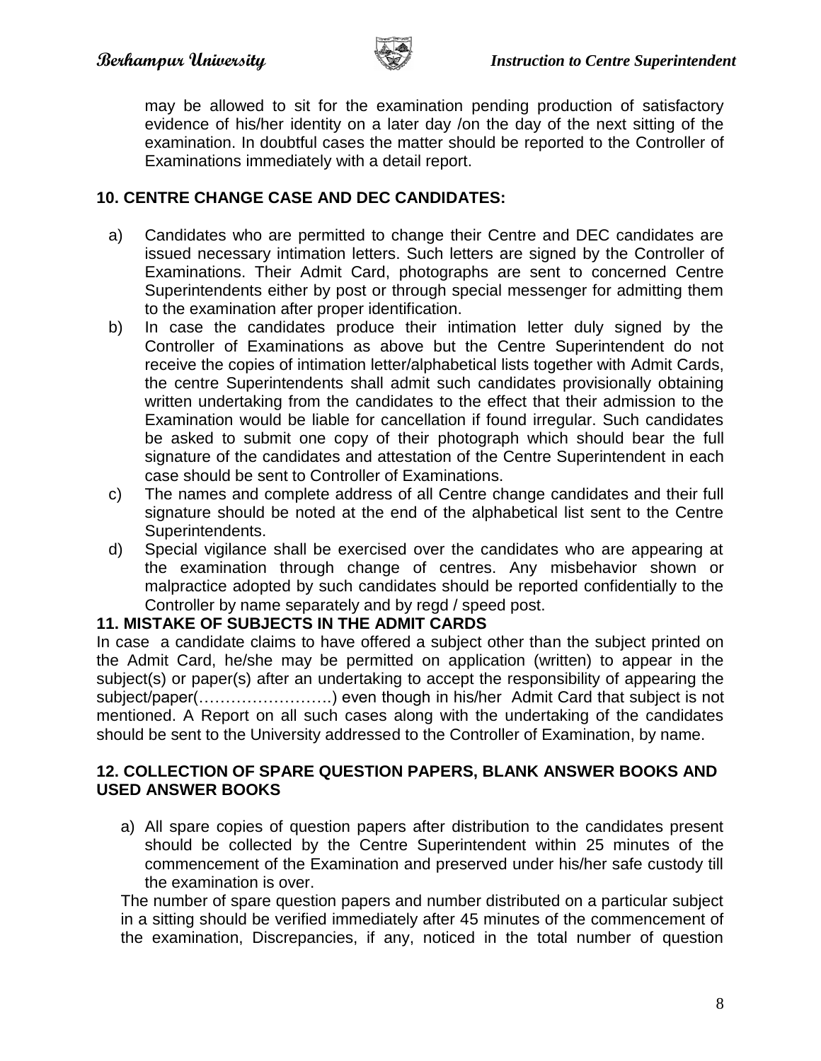may be allowed to sit for the examination pending production of satisfactory evidence of his/her identity on a later day /on the day of the next sitting of the examination. In doubtful cases the matter should be reported to the Controller of Examinations immediately with a detail report.

**10. CENTRE CHANGE CASE AND DEC CANDIDATES:**

a) Candidates who are permitted to change their Centre and DEC candidates are issued necessary intimation letters. Such letters are signed by the Controller of Examinations. Their Admit Card, photographs are sent to concerned Centre Superintendents either by post or through special messenger for admitting them to the examination after proper identification.
b) In case the candidates produce their intimation letter duly signed by the Controller of Examinations as above but the Centre Superintendent do not receive the copies of intimation letter/alphabetical lists together with Admit Cards, the centre Superintendents shall admit such candidates provisionally obtaining written undertaking from the candidates to the effect that their admission to the Examination would be liable for cancellation if found irregular. Such candidates be asked to submit one copy of their photograph which should bear the full signature of the candidates and attestation of the Centre Superintendent in each case should be sent to Controller of Examinations.
c) The names and complete address of all Centre change candidates and their full signature should be noted at the end of the alphabetical list sent to the Centre Superintendents.
d) Special vigilance shall be exercised over the candidates who are appearing at the examination through change of centres. Any misbehavior shown or malpractice adopted by such candidates should be reported confidentially to the Controller by name separately and by regd / speed post.

**11. MISTAKE OF SUBJECTS IN THE ADMIT CARDS**

In case a candidate claims to have offered a subject other than the subject printed on the Admit Card, he/she may be permitted on application (written) to appear in the subject(s) or paper(s) after an undertaking to accept the responsibility of appearing the subject/paper(…………………….) even though in his/her Admit Card that subject is not mentioned. A Report on all such cases along with the undertaking of the candidates should be sent to the University addressed to the Controller of Examination, by name.

**12. COLLECTION OF SPARE QUESTION PAPERS, BLANK ANSWER BOOKS AND USED ANSWER BOOKS**

a) All spare copies of question papers after distribution to the candidates present should be collected by the Centre Superintendent within 25 minutes of the commencement of the Examination and preserved under his/her safe custody till the examination is over.

The number of spare question papers and number distributed on a particular subject in a sitting should be verified immediately after 45 minutes of the commencement of the examination, Discrepancies, if any, noticed in the total number of question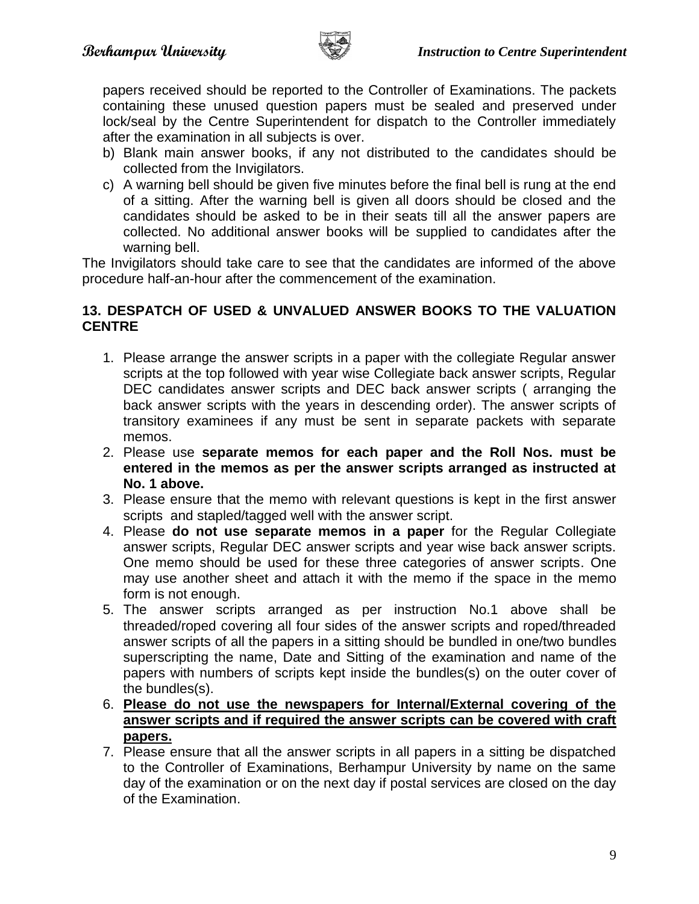papers received should be reported to the Controller of Examinations. The packets containing these unused question papers must be sealed and preserved under lock/seal by the Centre Superintendent for dispatch to the Controller immediately after the examination in all subjects is over.

b) Blank main answer books, if any not distributed to the candidates should be collected from the Invigilators.

c) A warning bell should be given five minutes before the final bell is rung at the end of a sitting. After the warning bell is given all doors should be closed and the candidates should be asked to be in their seats till all the answer papers are collected. No additional answer books will be supplied to candidates after the warning bell.

The Invigilators should take care to see that the candidates are informed of the above procedure half-an-hour after the commencement of the examination.

## 13. DESPATCH OF USED & UNVALUED ANSWER BOOKS TO THE VALUATION CENTRE

1. Please arrange the answer scripts in a paper with the collegiate Regular answer scripts at the top followed with year wise Collegiate back answer scripts, Regular DEC candidates answer scripts and DEC back answer scripts ( arranging the back answer scripts with the years in descending order). The answer scripts of transitory examinees if any must be sent in separate packets with separate memos.
2. Please use **separate memos for each paper and the Roll Nos. must be entered in the memos as per the answer scripts arranged as instructed at No. 1 above.**
3. Please ensure that the memo with relevant questions is kept in the first answer scripts and stapled/tagged well with the answer script.
4. Please **do not use separate memos in a paper** for the Regular Collegiate answer scripts, Regular DEC answer scripts and year wise back answer scripts. One memo should be used for these three categories of answer scripts. One may use another sheet and attach it with the memo if the space in the memo form is not enough.
5. The answer scripts arranged as per instruction No.1 above shall be threaded/roped covering all four sides of the answer scripts and roped/threaded answer scripts of all the papers in a sitting should be bundled in one/two bundles superscripting the name, Date and Sitting of the examination and name of the papers with numbers of scripts kept inside the bundles(s) on the outer cover of the bundles(s).
6. **Please do not use the newspapers for Internal/External covering of the answer scripts and if required the answer scripts can be covered with craft papers.**
7. Please ensure that all the answer scripts in all papers in a sitting be dispatched to the Controller of Examinations, Berhampur University by name on the same day of the examination or on the next day if postal services are closed on the day of the Examination.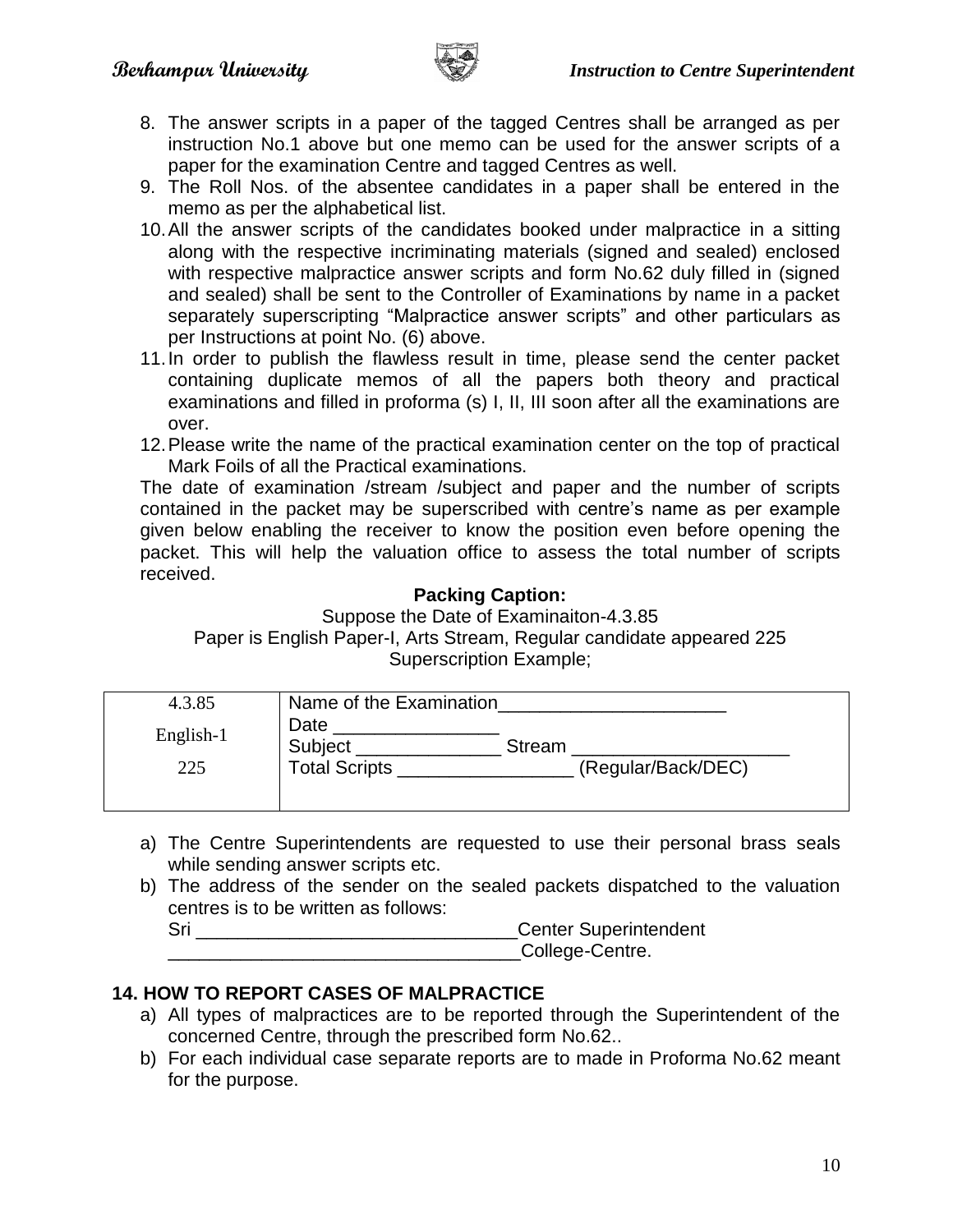8. The answer scripts in a paper of the tagged Centres shall be arranged as per instruction No.1 above but one memo can be used for the answer scripts of a paper for the examination Centre and tagged Centres as well.
9. The Roll Nos. of the absentee candidates in a paper shall be entered in the memo as per the alphabetical list.
10. All the answer scripts of the candidates booked under malpractice in a sitting along with the respective incriminating materials (signed and sealed) enclosed with respective malpractice answer scripts and form No.62 duly filled in (signed and sealed) shall be sent to the Controller of Examinations by name in a packet separately superscripting "Malpractice answer scripts" and other particulars as per Instructions at point No. (6) above.
11. In order to publish the flawless result in time, please send the center packet containing duplicate memos of all the papers both theory and practical examinations and filled in proforma (s) I, II, III soon after all the examinations are over.
12. Please write the name of the practical examination center on the top of practical Mark Foils of all the Practical examinations.

The date of examination /stream /subject and paper and the number of scripts contained in the packet may be superscribed with centre's name as per example given below enabling the receiver to know the position even before opening the packet. This will help the valuation office to assess the total number of scripts received.

**Packing Caption:**

Suppose the Date of Examinaiton-4.3.85

Paper is English Paper-I, Arts Stream, Regular candidate appeared 225

Superscription Example;

| | |
|---|---|
| 4.3.85<br>English-1<br>225 | Name of the Examination______________________<br>Date ________________<br>Subject ______________ Stream _____________________<br>Total Scripts _________________ (Regular/Back/DEC) |

a) The Centre Superintendents are requested to use their personal brass seals while sending answer scripts etc.
b) The address of the sender on the sealed packets dispatched to the valuation centres is to be written as follows:
   Sri _______________________________Center Superintendent
   __________________________________College-Centre.

**14. HOW TO REPORT CASES OF MALPRACTICE**

a) All types of malpractices are to be reported through the Superintendent of the concerned Centre, through the prescribed form No.62..
b) For each individual case separate reports are to made in Proforma No.62 meant for the purpose.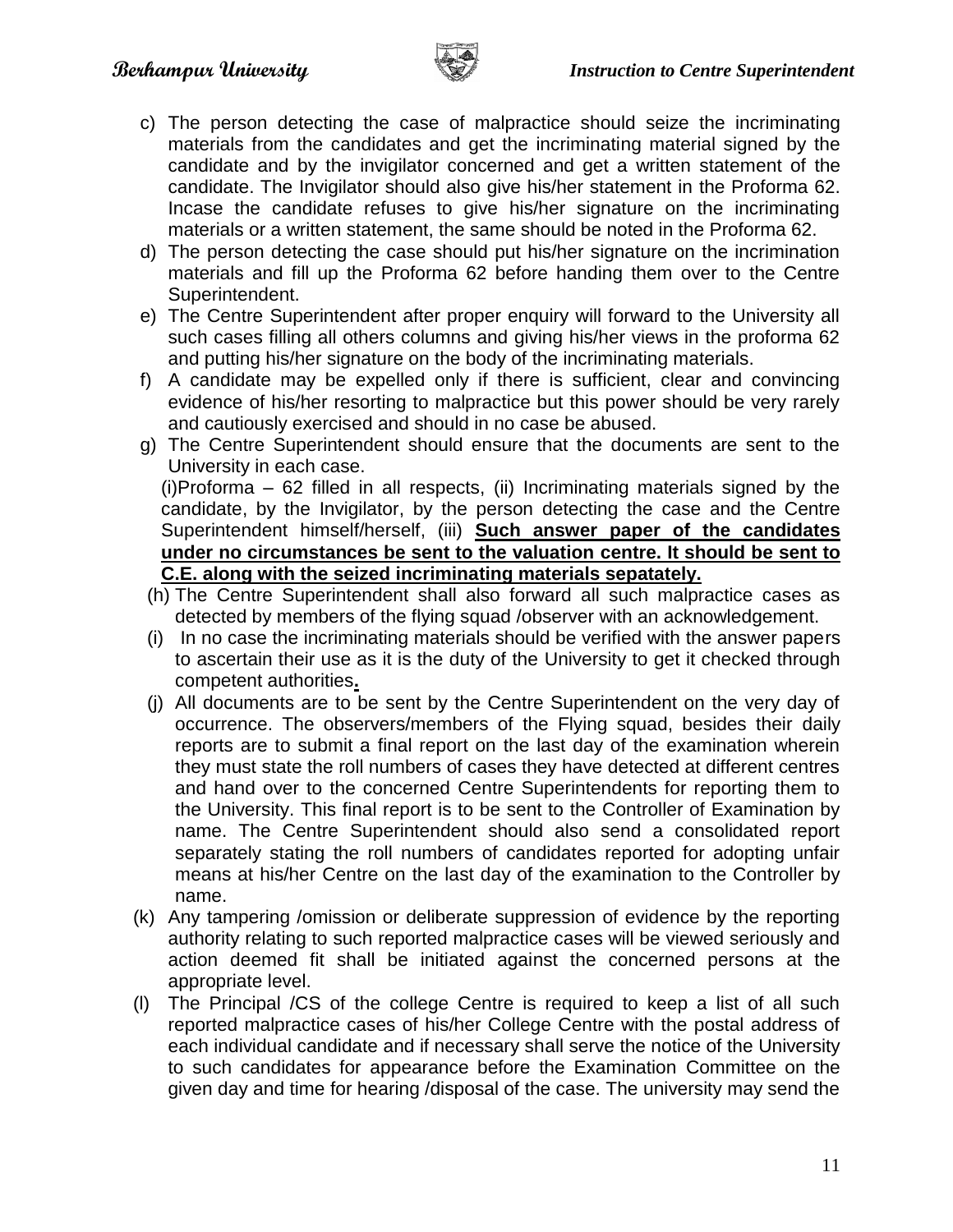c) The person detecting the case of malpractice should seize the incriminating materials from the candidates and get the incriminating material signed by the candidate and by the invigilator concerned and get a written statement of the candidate. The Invigilator should also give his/her statement in the Proforma 62. Incase the candidate refuses to give his/her signature on the incriminating materials or a written statement, the same should be noted in the Proforma 62.

d) The person detecting the case should put his/her signature on the incrimination materials and fill up the Proforma 62 before handing them over to the Centre Superintendent.

e) The Centre Superintendent after proper enquiry will forward to the University all such cases filling all others columns and giving his/her views in the proforma 62 and putting his/her signature on the body of the incriminating materials.

f) A candidate may be expelled only if there is sufficient, clear and convincing evidence of his/her resorting to malpractice but this power should be very rarely and cautiously exercised and should in no case be abused.

g) The Centre Superintendent should ensure that the documents are sent to the University in each case.
(i)Proforma – 62 filled in all respects, (ii) Incriminating materials signed by the candidate, by the Invigilator, by the person detecting the case and the Centre Superintendent himself/herself, (iii) **Such answer paper of the candidates under no circumstances be sent to the valuation centre. It should be sent to C.E. along with the seized incriminating materials sepatately.**

(h) The Centre Superintendent shall also forward all such malpractice cases as detected by members of the flying squad /observer with an acknowledgement.

(i) In no case the incriminating materials should be verified with the answer papers to ascertain their use as it is the duty of the University to get it checked through competent authorities**.**

(j) All documents are to be sent by the Centre Superintendent on the very day of occurrence. The observers/members of the Flying squad, besides their daily reports are to submit a final report on the last day of the examination wherein they must state the roll numbers of cases they have detected at different centres and hand over to the concerned Centre Superintendents for reporting them to the University. This final report is to be sent to the Controller of Examination by name. The Centre Superintendent should also send a consolidated report separately stating the roll numbers of candidates reported for adopting unfair means at his/her Centre on the last day of the examination to the Controller by name.

(k) Any tampering /omission or deliberate suppression of evidence by the reporting authority relating to such reported malpractice cases will be viewed seriously and action deemed fit shall be initiated against the concerned persons at the appropriate level.

(l) The Principal /CS of the college Centre is required to keep a list of all such reported malpractice cases of his/her College Centre with the postal address of each individual candidate and if necessary shall serve the notice of the University to such candidates for appearance before the Examination Committee on the given day and time for hearing /disposal of the case. The university may send the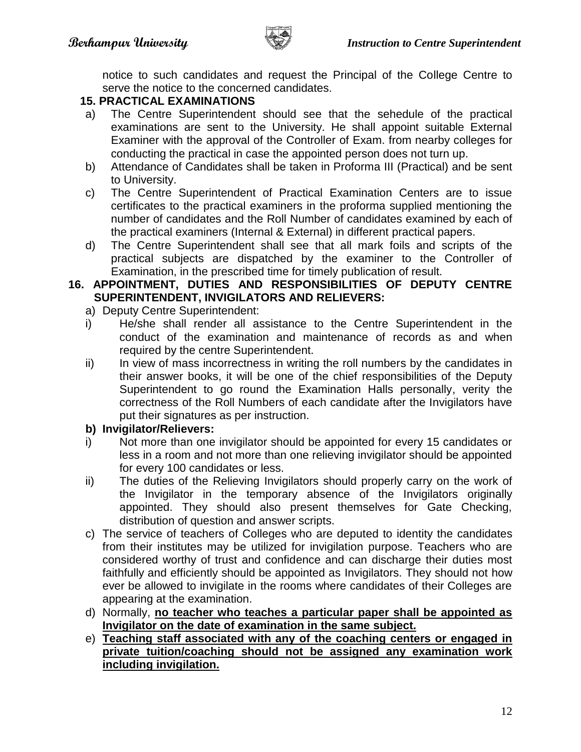notice to such candidates and request the Principal of the College Centre to serve the notice to the concerned candidates.

**15. PRACTICAL EXAMINATIONS**

a) The Centre Superintendent should see that the sehedule of the practical examinations are sent to the University. He shall appoint suitable External Examiner with the approval of the Controller of Exam. from nearby colleges for conducting the practical in case the appointed person does not turn up.

b) Attendance of Candidates shall be taken in Proforma III (Practical) and be sent to University.

c) The Centre Superintendent of Practical Examination Centers are to issue certificates to the practical examiners in the proforma supplied mentioning the number of candidates and the Roll Number of candidates examined by each of the practical examiners (Internal & External) in different practical papers.

d) The Centre Superintendent shall see that all mark foils and scripts of the practical subjects are dispatched by the examiner to the Controller of Examination, in the prescribed time for timely publication of result.

**16. APPOINTMENT, DUTIES AND RESPONSIBILITIES OF DEPUTY CENTRE SUPERINTENDENT, INVIGILATORS AND RELIEVERS:**

a) Deputy Centre Superintendent:

i) He/she shall render all assistance to the Centre Superintendent in the conduct of the examination and maintenance of records as and when required by the centre Superintendent.

ii) In view of mass incorrectness in writing the roll numbers by the candidates in their answer books, it will be one of the chief responsibilities of the Deputy Superintendent to go round the Examination Halls personally, verity the correctness of the Roll Numbers of each candidate after the Invigilators have put their signatures as per instruction.

**b) Invigilator/Relievers:**

i) Not more than one invigilator should be appointed for every 15 candidates or less in a room and not more than one relieving invigilator should be appointed for every 100 candidates or less.

ii) The duties of the Relieving Invigilators should properly carry on the work of the Invigilator in the temporary absence of the Invigilators originally appointed. They should also present themselves for Gate Checking, distribution of question and answer scripts.

c) The service of teachers of Colleges who are deputed to identity the candidates from their institutes may be utilized for invigilation purpose. Teachers who are considered worthy of trust and confidence and can discharge their duties most faithfully and efficiently should be appointed as Invigilators. They should not how ever be allowed to invigilate in the rooms where candidates of their Colleges are appearing at the examination.

d) Normally, **<u>no teacher who teaches a particular paper shall be appointed as Invigilator on the date of examination in the same subject.</u>**

e) **<u>Teaching staff associated with any of the coaching centers or engaged in private tuition/coaching should not be assigned any examination work including invigilation.</u>**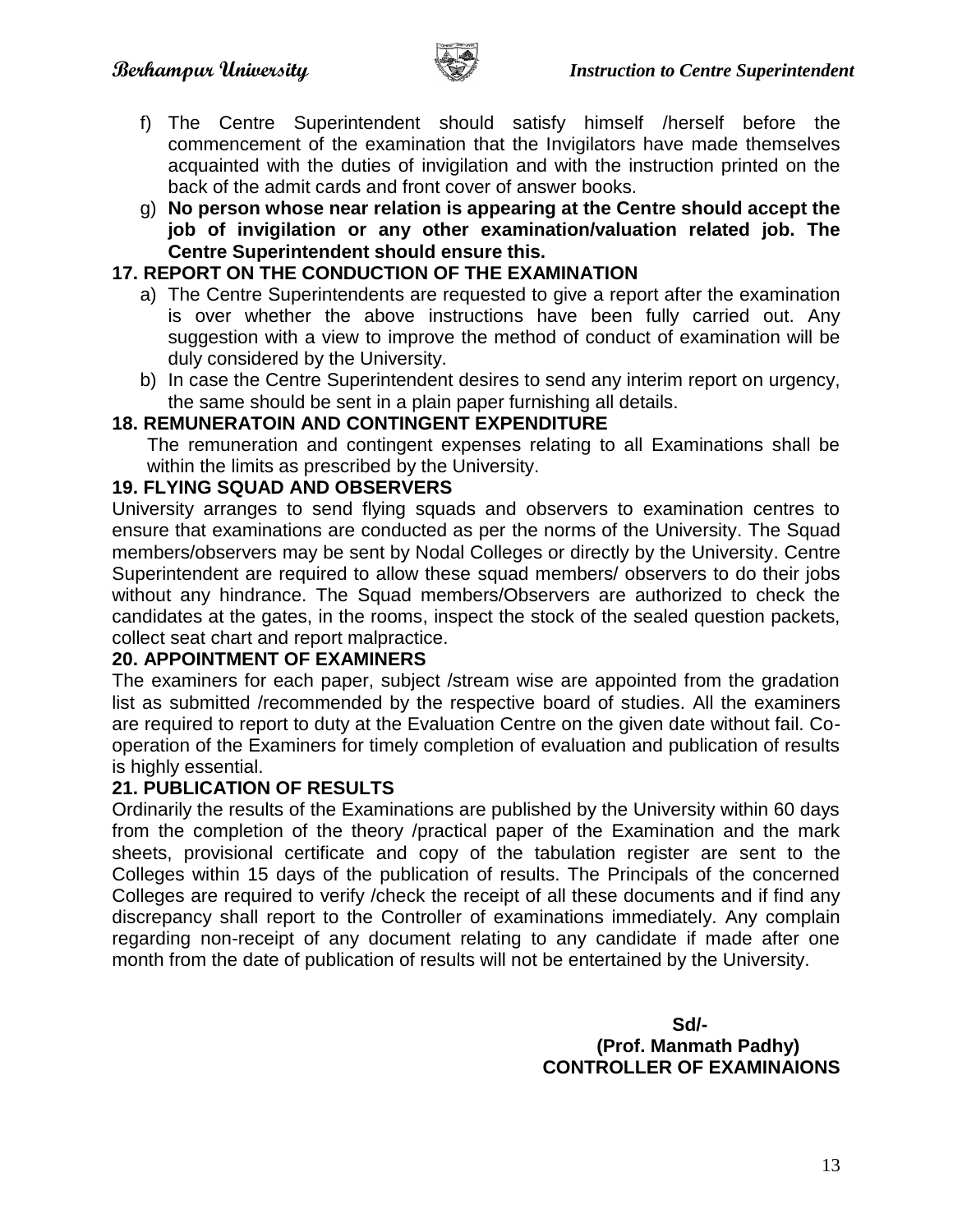f) The Centre Superintendent should satisfy himself /herself before the commencement of the examination that the Invigilators have made themselves acquainted with the duties of invigilation and with the instruction printed on the back of the admit cards and front cover of answer books.

g) **No person whose near relation is appearing at the Centre should accept the job of invigilation or any other examination/valuation related job. The Centre Superintendent should ensure this.**

**17. REPORT ON THE CONDUCTION OF THE EXAMINATION**

a) The Centre Superintendents are requested to give a report after the examination is over whether the above instructions have been fully carried out. Any suggestion with a view to improve the method of conduct of examination will be duly considered by the University.

b) In case the Centre Superintendent desires to send any interim report on urgency, the same should be sent in a plain paper furnishing all details.

**18. REMUNERATOIN AND CONTINGENT EXPENDITURE**

The remuneration and contingent expenses relating to all Examinations shall be within the limits as prescribed by the University.

**19. FLYING SQUAD AND OBSERVERS**

University arranges to send flying squads and observers to examination centres to ensure that examinations are conducted as per the norms of the University. The Squad members/observers may be sent by Nodal Colleges or directly by the University. Centre Superintendent are required to allow these squad members/ observers to do their jobs without any hindrance. The Squad members/Observers are authorized to check the candidates at the gates, in the rooms, inspect the stock of the sealed question packets, collect seat chart and report malpractice.

**20. APPOINTMENT OF EXAMINERS**

The examiners for each paper, subject /stream wise are appointed from the gradation list as submitted /recommended by the respective board of studies. All the examiners are required to report to duty at the Evaluation Centre on the given date without fail. Co-operation of the Examiners for timely completion of evaluation and publication of results is highly essential.

**21. PUBLICATION OF RESULTS**

Ordinarily the results of the Examinations are published by the University within 60 days from the completion of the theory /practical paper of the Examination and the mark sheets, provisional certificate and copy of the tabulation register are sent to the Colleges within 15 days of the publication of results. The Principals of the concerned Colleges are required to verify /check the receipt of all these documents and if find any discrepancy shall report to the Controller of examinations immediately. Any complain regarding non-receipt of any document relating to any candidate if made after one month from the date of publication of results will not be entertained by the University.

**Sd/-**
**(Prof. Manmath Padhy)**
**CONTROLLER OF EXAMINAIONS**